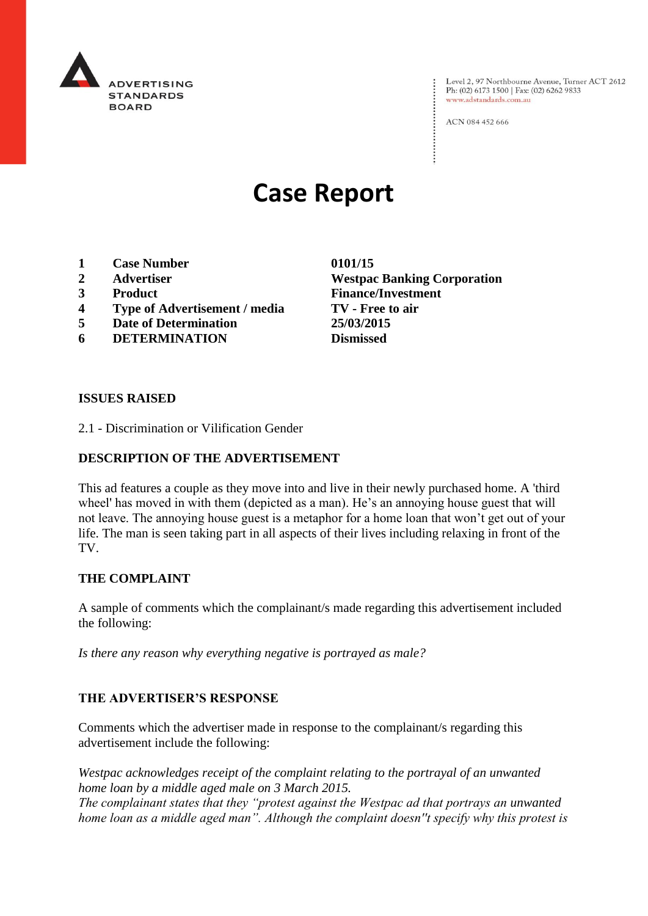ADVERTISING STANDARDS BOARD

Level 2, 97 Northbourne Avenue, Turner ACT 2612
Ph: (02) 6173 1500 | Fax: (02) 6262 9833
www.adstandards.com.au

ACN 084 452 666

# Case Report

| | | |
|---|---|---|
| **1** | **Case Number** | **0101/15** |
| **2** | **Advertiser** | **Westpac Banking Corporation** |
| **3** | **Product** | **Finance/Investment** |
| **4** | **Type of Advertisement / media** | **TV - Free to air** |
| **5** | **Date of Determination** | **25/03/2015** |
| **6** | **DETERMINATION** | **Dismissed** |

**ISSUES RAISED**

2.1 - Discrimination or Vilification Gender

**DESCRIPTION OF THE ADVERTISEMENT**

This ad features a couple as they move into and live in their newly purchased home. A 'third wheel' has moved in with them (depicted as a man). He's an annoying house guest that will not leave. The annoying house guest is a metaphor for a home loan that won't get out of your life. The man is seen taking part in all aspects of their lives including relaxing in front of the TV.

**THE COMPLAINT**

A sample of comments which the complainant/s made regarding this advertisement included the following:

*Is there any reason why everything negative is portrayed as male?*

**THE ADVERTISER'S RESPONSE**

Comments which the advertiser made in response to the complainant/s regarding this advertisement include the following:

*Westpac acknowledges receipt of the complaint relating to the portrayal of an unwanted home loan by a middle aged male on 3 March 2015.*
*The complainant states that they "protest against the Westpac ad that portrays an unwanted home loan as a middle aged man". Although the complaint doesn''t specify why this protest is*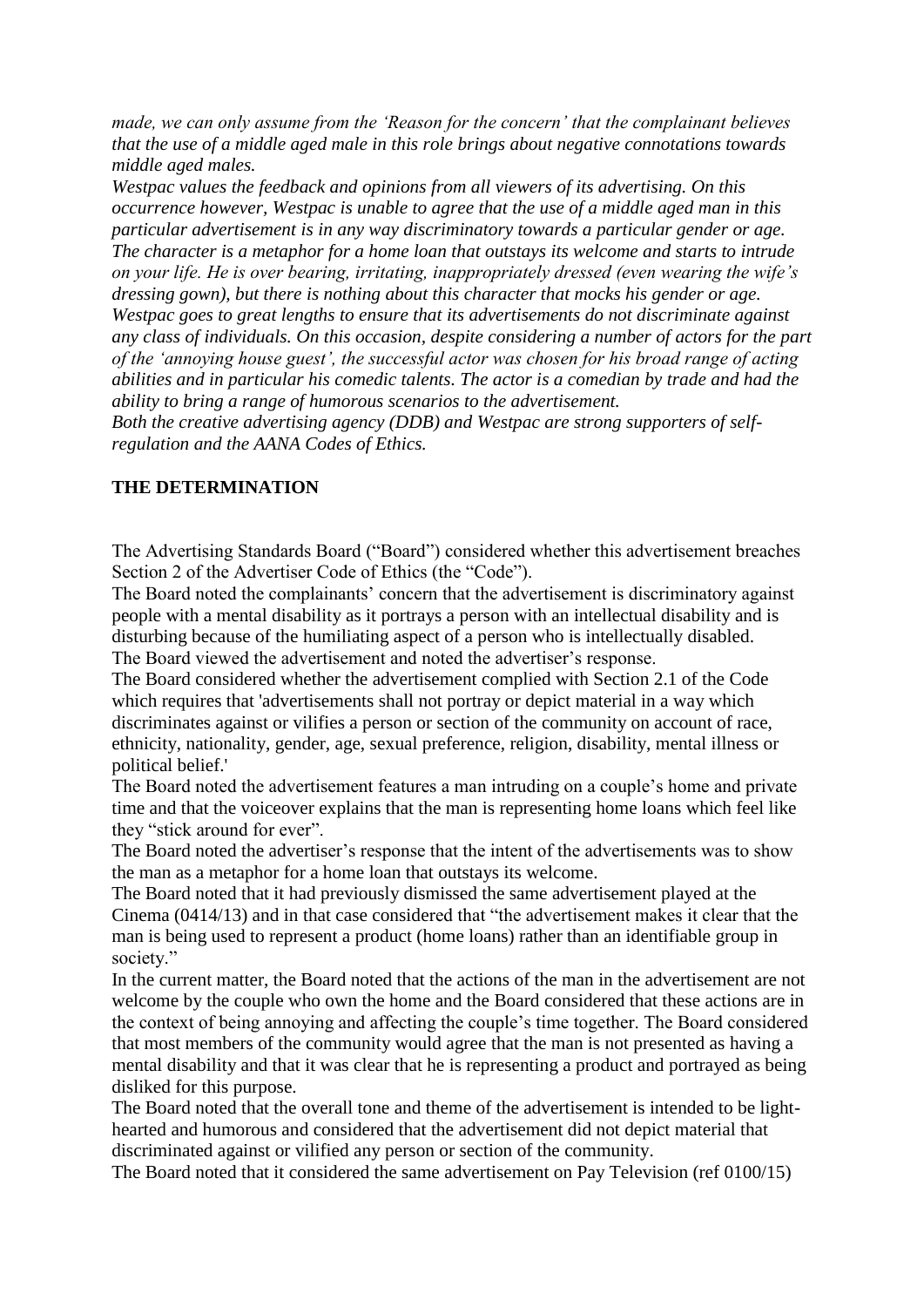*made, we can only assume from the 'Reason for the concern' that the complainant believes that the use of a middle aged male in this role brings about negative connotations towards middle aged males.*

*Westpac values the feedback and opinions from all viewers of its advertising. On this occurrence however, Westpac is unable to agree that the use of a middle aged man in this particular advertisement is in any way discriminatory towards a particular gender or age. The character is a metaphor for a home loan that outstays its welcome and starts to intrude on your life. He is over bearing, irritating, inappropriately dressed (even wearing the wife's dressing gown), but there is nothing about this character that mocks his gender or age. Westpac goes to great lengths to ensure that its advertisements do not discriminate against any class of individuals. On this occasion, despite considering a number of actors for the part of the 'annoying house guest', the successful actor was chosen for his broad range of acting abilities and in particular his comedic talents. The actor is a comedian by trade and had the ability to bring a range of humorous scenarios to the advertisement.*

*Both the creative advertising agency (DDB) and Westpac are strong supporters of self-regulation and the AANA Codes of Ethics.*

## THE DETERMINATION

The Advertising Standards Board ("Board") considered whether this advertisement breaches Section 2 of the Advertiser Code of Ethics (the "Code").

The Board noted the complainants' concern that the advertisement is discriminatory against people with a mental disability as it portrays a person with an intellectual disability and is disturbing because of the humiliating aspect of a person who is intellectually disabled.

The Board viewed the advertisement and noted the advertiser's response.

The Board considered whether the advertisement complied with Section 2.1 of the Code which requires that 'advertisements shall not portray or depict material in a way which discriminates against or vilifies a person or section of the community on account of race, ethnicity, nationality, gender, age, sexual preference, religion, disability, mental illness or political belief.'

The Board noted the advertisement features a man intruding on a couple's home and private time and that the voiceover explains that the man is representing home loans which feel like they "stick around for ever".

The Board noted the advertiser's response that the intent of the advertisements was to show the man as a metaphor for a home loan that outstays its welcome.

The Board noted that it had previously dismissed the same advertisement played at the Cinema (0414/13) and in that case considered that "the advertisement makes it clear that the man is being used to represent a product (home loans) rather than an identifiable group in society."

In the current matter, the Board noted that the actions of the man in the advertisement are not welcome by the couple who own the home and the Board considered that these actions are in the context of being annoying and affecting the couple's time together. The Board considered that most members of the community would agree that the man is not presented as having a mental disability and that it was clear that he is representing a product and portrayed as being disliked for this purpose.

The Board noted that the overall tone and theme of the advertisement is intended to be light-hearted and humorous and considered that the advertisement did not depict material that discriminated against or vilified any person or section of the community.

The Board noted that it considered the same advertisement on Pay Television (ref 0100/15)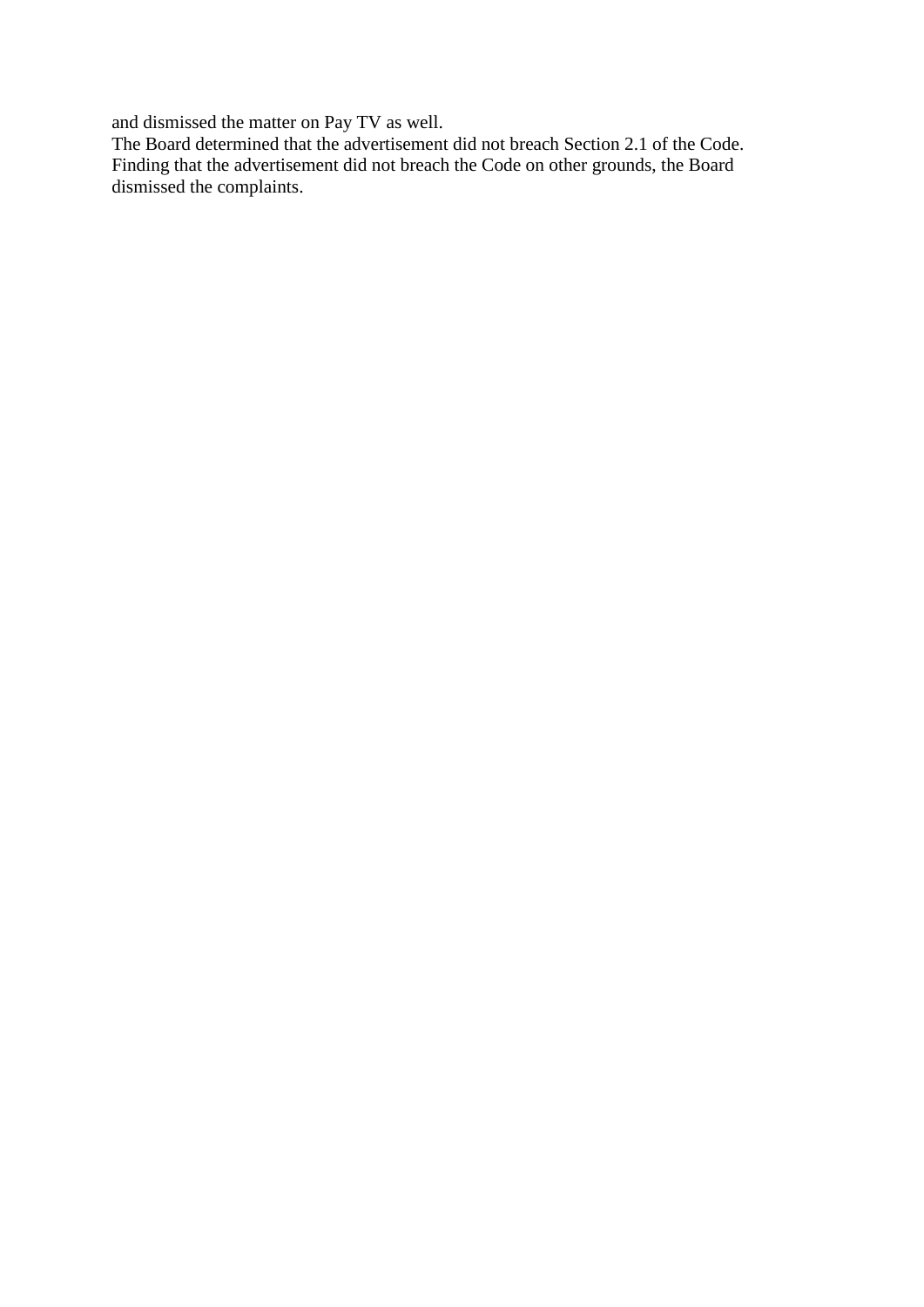and dismissed the matter on Pay TV as well.
The Board determined that the advertisement did not breach Section 2.1 of the Code.
Finding that the advertisement did not breach the Code on other grounds, the Board dismissed the complaints.